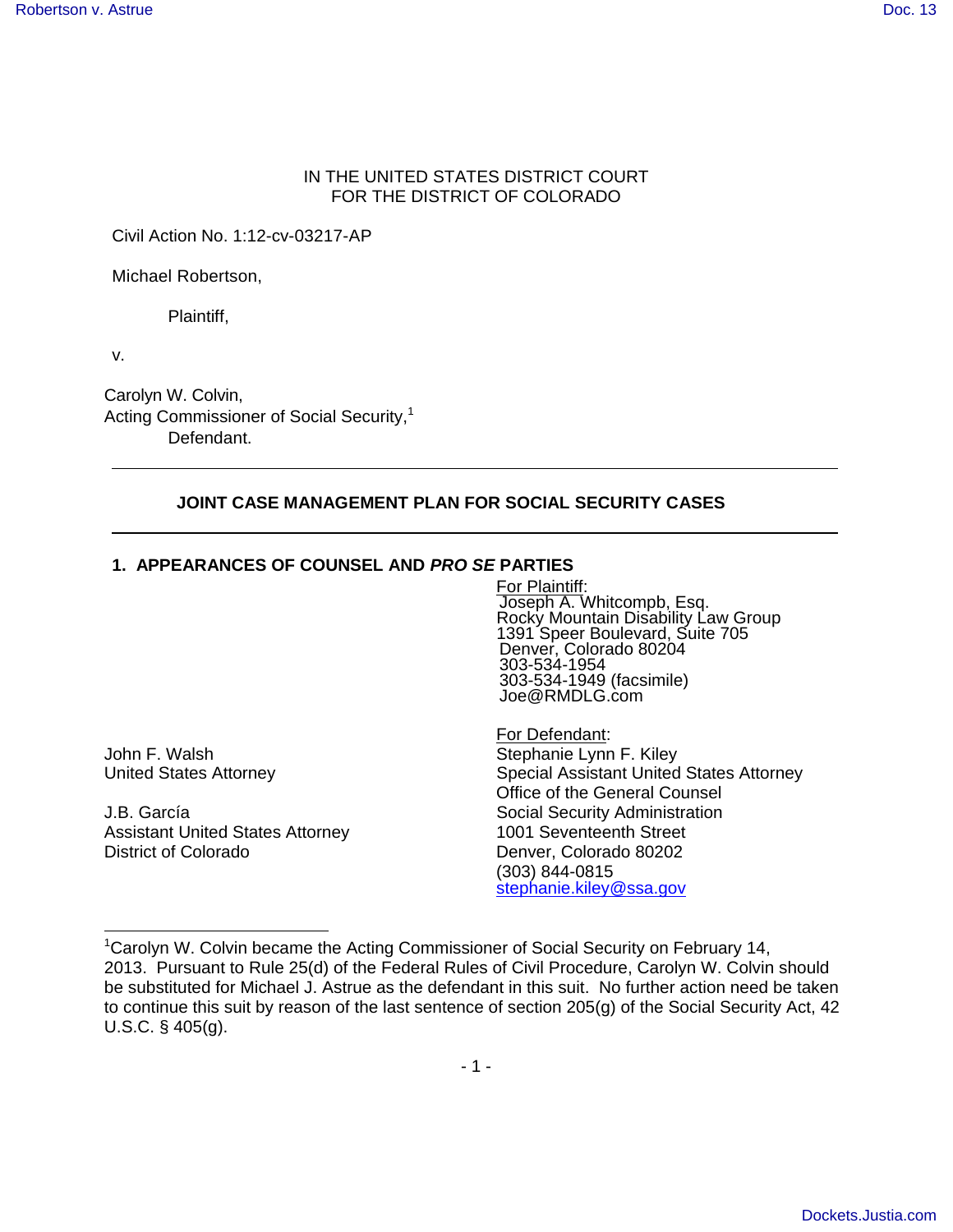IN THE UNITED STATES DISTRICT COURT
FOR THE DISTRICT OF COLORADO

Civil Action No. 1:12-cv-03217-AP

Michael Robertson,

Plaintiff,

v.

Carolyn W. Colvin,
Acting Commissioner of Social Security,[1]
Defendant.

---

**JOINT CASE MANAGEMENT PLAN FOR SOCIAL SECURITY CASES**

---

## 1. APPEARANCES OF COUNSEL AND *PRO SE* PARTIES

For Plaintiff:
Joseph A. Whitcompb, Esq.
Rocky Mountain Disability Law Group
1391 Speer Boulevard, Suite 705
Denver, Colorado 80204
303-534-1954
303-534-1949 (facsimile)
Joe@RMDLG.com

For Defendant:

John F. Walsh
United States Attorney

J.B. García
Assistant United States Attorney
District of Colorado

Stephanie Lynn F. Kiley
Special Assistant United States Attorney
Office of the General Counsel
Social Security Administration
1001 Seventeenth Street
Denver, Colorado 80202
(303) 844-0815
stephanie.kiley@ssa.gov

---

[1]Carolyn W. Colvin became the Acting Commissioner of Social Security on February 14, 2013. Pursuant to Rule 25(d) of the Federal Rules of Civil Procedure, Carolyn W. Colvin should be substituted for Michael J. Astrue as the defendant in this suit. No further action need be taken to continue this suit by reason of the last sentence of section 205(g) of the Social Security Act, 42 U.S.C. § 405(g).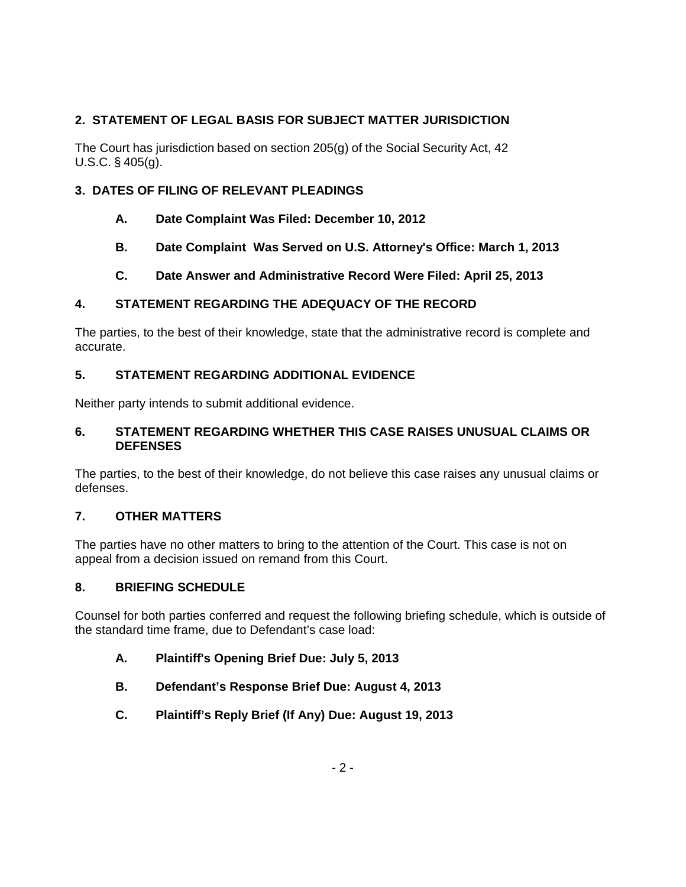## 2. STATEMENT OF LEGAL BASIS FOR SUBJECT MATTER JURISDICTION

The Court has jurisdiction based on section 205(g) of the Social Security Act, 42 U.S.C. § 405(g).

## 3. DATES OF FILING OF RELEVANT PLEADINGS

- **A. Date Complaint Was Filed: December 10, 2012**
- **B. Date Complaint Was Served on U.S. Attorney's Office: March 1, 2013**
- **C. Date Answer and Administrative Record Were Filed: April 25, 2013**

## 4. STATEMENT REGARDING THE ADEQUACY OF THE RECORD

The parties, to the best of their knowledge, state that the administrative record is complete and accurate.

## 5. STATEMENT REGARDING ADDITIONAL EVIDENCE

Neither party intends to submit additional evidence.

## 6. STATEMENT REGARDING WHETHER THIS CASE RAISES UNUSUAL CLAIMS OR DEFENSES

The parties, to the best of their knowledge, do not believe this case raises any unusual claims or defenses.

## 7. OTHER MATTERS

The parties have no other matters to bring to the attention of the Court. This case is not on appeal from a decision issued on remand from this Court.

## 8. BRIEFING SCHEDULE

Counsel for both parties conferred and request the following briefing schedule, which is outside of the standard time frame, due to Defendant's case load:

- **A. Plaintiff's Opening Brief Due: July 5, 2013**
- **B. Defendant's Response Brief Due: August 4, 2013**
- **C. Plaintiff's Reply Brief (If Any) Due: August 19, 2013**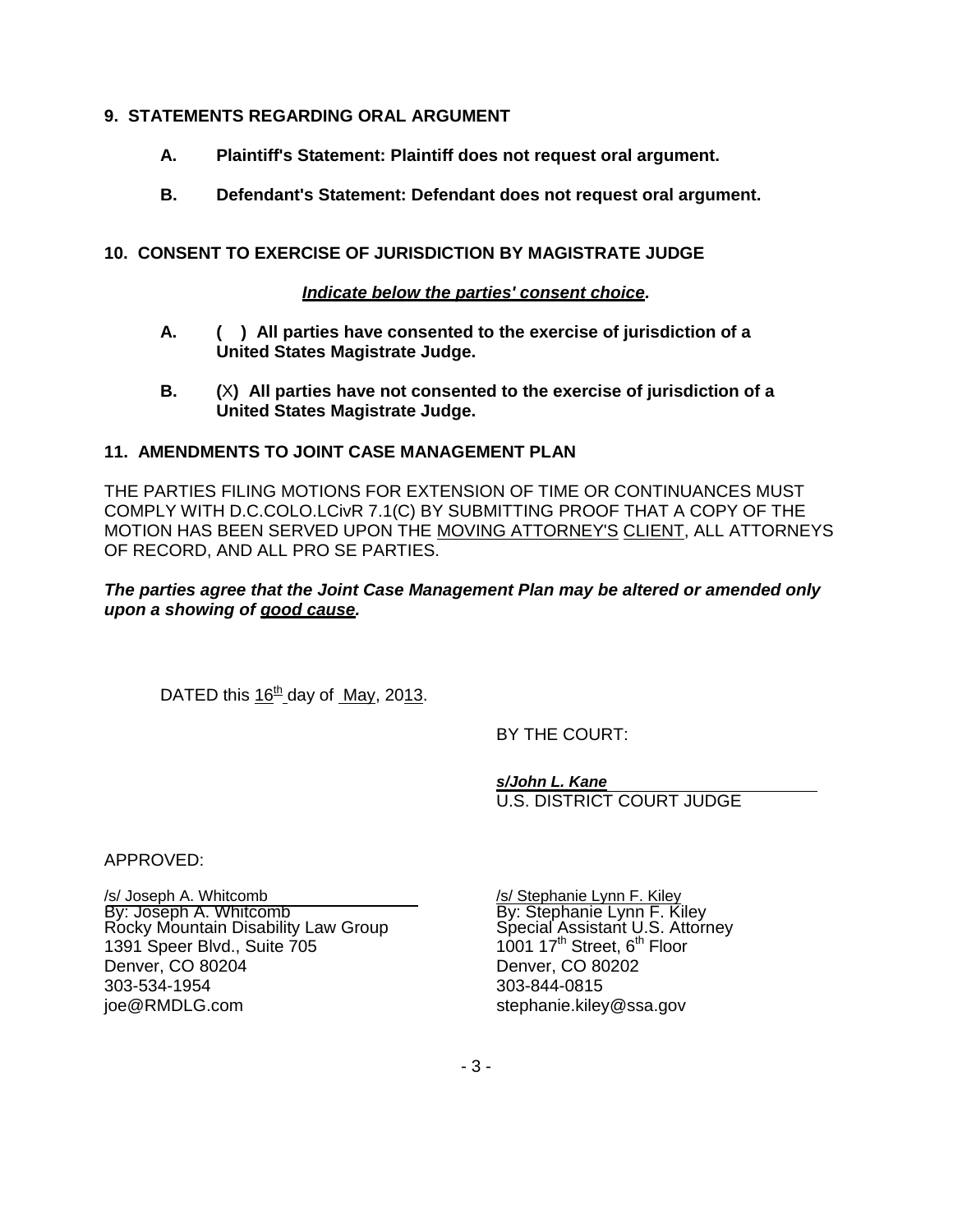## 9. STATEMENTS REGARDING ORAL ARGUMENT

**A. Plaintiff's Statement: Plaintiff does not request oral argument.**

**B. Defendant's Statement: Defendant does not request oral argument.**

## 10. CONSENT TO EXERCISE OF JURISDICTION BY MAGISTRATE JUDGE

***Indicate below the parties' consent choice.***

**A. ( ) All parties have consented to the exercise of jurisdiction of a United States Magistrate Judge.**

**B. (X) All parties have not consented to the exercise of jurisdiction of a United States Magistrate Judge.**

## 11. AMENDMENTS TO JOINT CASE MANAGEMENT PLAN

THE PARTIES FILING MOTIONS FOR EXTENSION OF TIME OR CONTINUANCES MUST COMPLY WITH D.C.COLO.LCivR 7.1(C) BY SUBMITTING PROOF THAT A COPY OF THE MOTION HAS BEEN SERVED UPON THE MOVING ATTORNEY'S CLIENT, ALL ATTORNEYS OF RECORD, AND ALL PRO SE PARTIES.

***The parties agree that the Joint Case Management Plan may be altered or amended only upon a showing of good cause.***

DATED this 16th day of May, 2013.

BY THE COURT:

***s/John L. Kane***
U.S. DISTRICT COURT JUDGE

APPROVED:

/s/ Joseph A. Whitcomb
By: Joseph A. Whitcomb
Rocky Mountain Disability Law Group
1391 Speer Blvd., Suite 705
Denver, CO 80204
303-534-1954
joe@RMDLG.com

/s/ Stephanie Lynn F. Kiley
By: Stephanie Lynn F. Kiley
Special Assistant U.S. Attorney
1001 17th Street, 6th Floor
Denver, CO 80202
303-844-0815
stephanie.kiley@ssa.gov